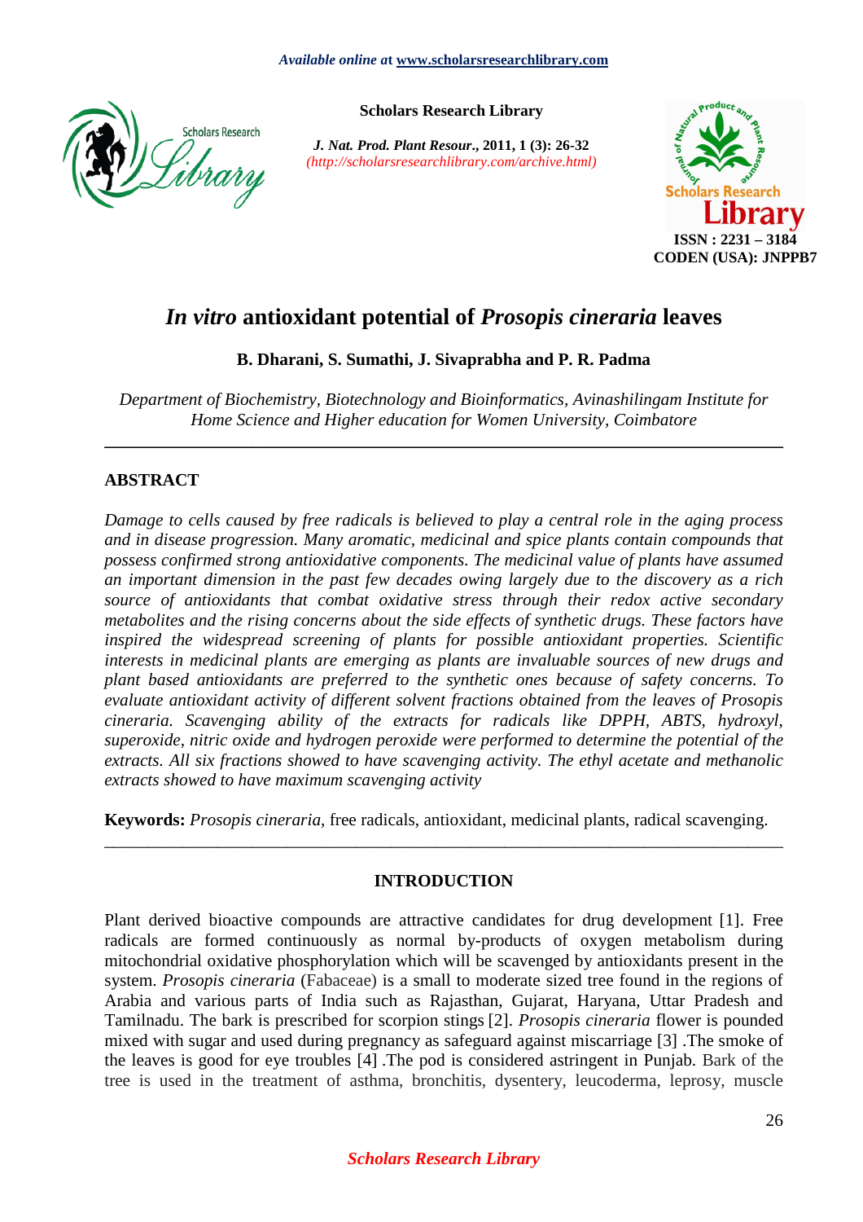# *In vitro* antioxidant potential of *Prosopis cineraria* leaves

**B. Dharani, S. Sumathi, J. Sivaprabha and P. R. Padma**

*Department of Biochemistry, Biotechnology and Bioinformatics, Avinashilingam Institute for Home Science and Higher education for Women University, Coimbatore*

---

## ABSTRACT

*Damage to cells caused by free radicals is believed to play a central role in the aging process and in disease progression. Many aromatic, medicinal and spice plants contain compounds that possess confirmed strong antioxidative components. The medicinal value of plants have assumed an important dimension in the past few decades owing largely due to the discovery as a rich source of antioxidants that combat oxidative stress through their redox active secondary metabolites and the rising concerns about the side effects of synthetic drugs. These factors have inspired the widespread screening of plants for possible antioxidant properties. Scientific interests in medicinal plants are emerging as plants are invaluable sources of new drugs and plant based antioxidants are preferred to the synthetic ones because of safety concerns. To evaluate antioxidant activity of different solvent fractions obtained from the leaves of Prosopis cineraria. Scavenging ability of the extracts for radicals like DPPH, ABTS, hydroxyl, superoxide, nitric oxide and hydrogen peroxide were performed to determine the potential of the extracts. All six fractions showed to have scavenging activity. The ethyl acetate and methanolic extracts showed to have maximum scavenging activity*

**Keywords:** *Prosopis cineraria*, free radicals, antioxidant, medicinal plants, radical scavenging.

---

## INTRODUCTION

Plant derived bioactive compounds are attractive candidates for drug development [1]. Free radicals are formed continuously as normal by-products of oxygen metabolism during mitochondrial oxidative phosphorylation which will be scavenged by antioxidants present in the system. *Prosopis cineraria* (Fabaceae) is a small to moderate sized tree found in the regions of Arabia and various parts of India such as Rajasthan, Gujarat, Haryana, Uttar Pradesh and Tamilnadu. The bark is prescribed for scorpion stings [2]. *Prosopis cineraria* flower is pounded mixed with sugar and used during pregnancy as safeguard against miscarriage [3] .The smoke of the leaves is good for eye troubles [4] .The pod is considered astringent in Punjab. Bark of the tree is used in the treatment of asthma, bronchitis, dysentery, leucoderma, leprosy, muscle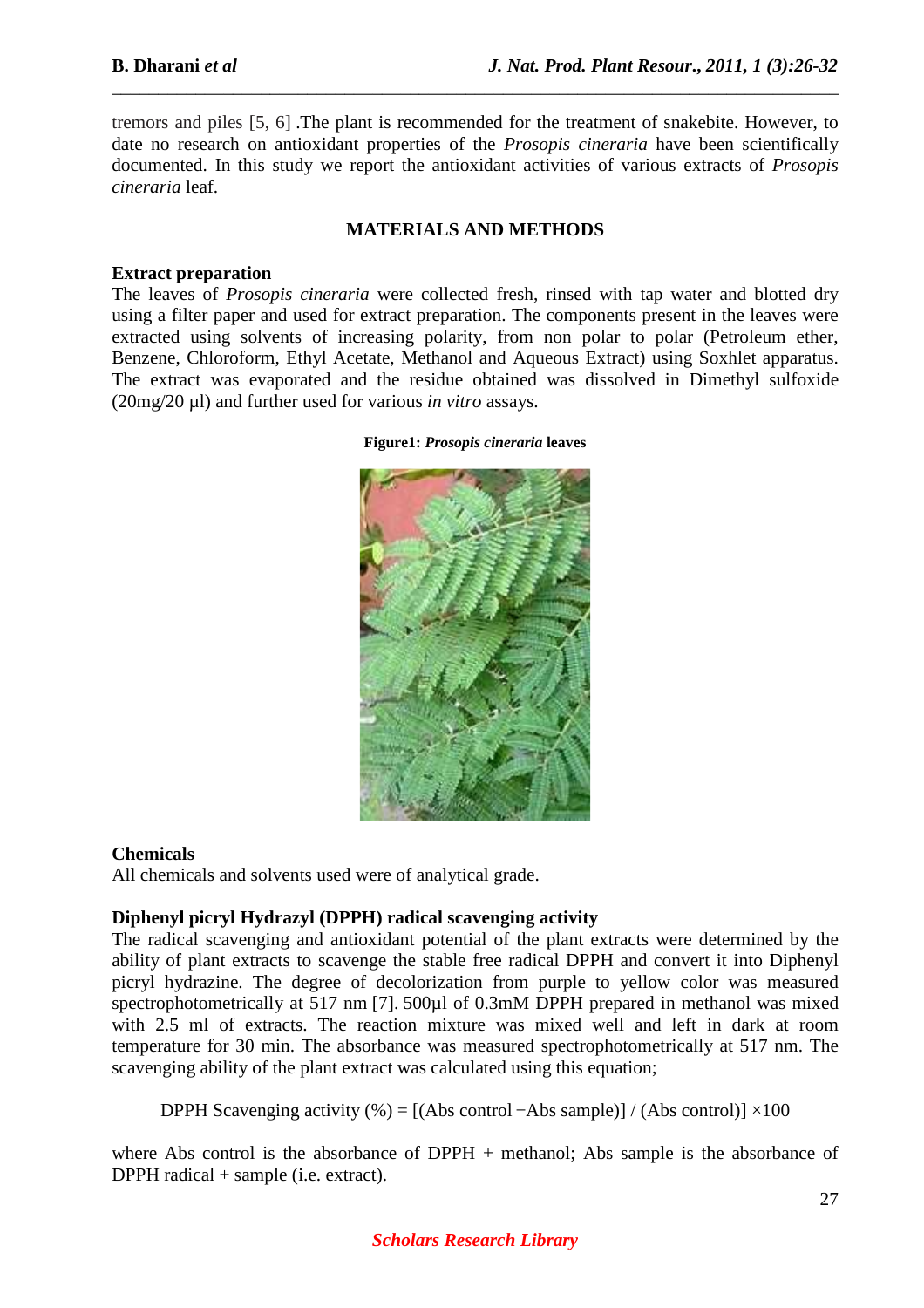tremors and piles [5, 6] .The plant is recommended for the treatment of snakebite. However, to date no research on antioxidant properties of the *Prosopis cineraria* have been scientifically documented. In this study we report the antioxidant activities of various extracts of *Prosopis cineraria* leaf.

## MATERIALS AND METHODS

### Extract preparation

The leaves of *Prosopis cineraria* were collected fresh, rinsed with tap water and blotted dry using a filter paper and used for extract preparation. The components present in the leaves were extracted using solvents of increasing polarity, from non polar to polar (Petroleum ether, Benzene, Chloroform, Ethyl Acetate, Methanol and Aqueous Extract) using Soxhlet apparatus. The extract was evaporated and the residue obtained was dissolved in Dimethyl sulfoxide (20mg/20 µl) and further used for various *in vitro* assays.

**Figure1: *Prosopis cineraria* leaves**

### Chemicals

All chemicals and solvents used were of analytical grade.

### Diphenyl picryl Hydrazyl (DPPH) radical scavenging activity

The radical scavenging and antioxidant potential of the plant extracts were determined by the ability of plant extracts to scavenge the stable free radical DPPH and convert it into Diphenyl picryl hydrazine. The degree of decolorization from purple to yellow color was measured spectrophotometrically at 517 nm [7]. 500µl of 0.3mM DPPH prepared in methanol was mixed with 2.5 ml of extracts. The reaction mixture was mixed well and left in dark at room temperature for 30 min. The absorbance was measured spectrophotometrically at 517 nm. The scavenging ability of the plant extract was calculated using this equation;

$$\text{DPPH Scavenging activity (\%)} = [(\text{Abs control} - \text{Abs sample})] / (\text{Abs control})] \times 100$$

where Abs control is the absorbance of DPPH + methanol; Abs sample is the absorbance of DPPH radical + sample (i.e. extract).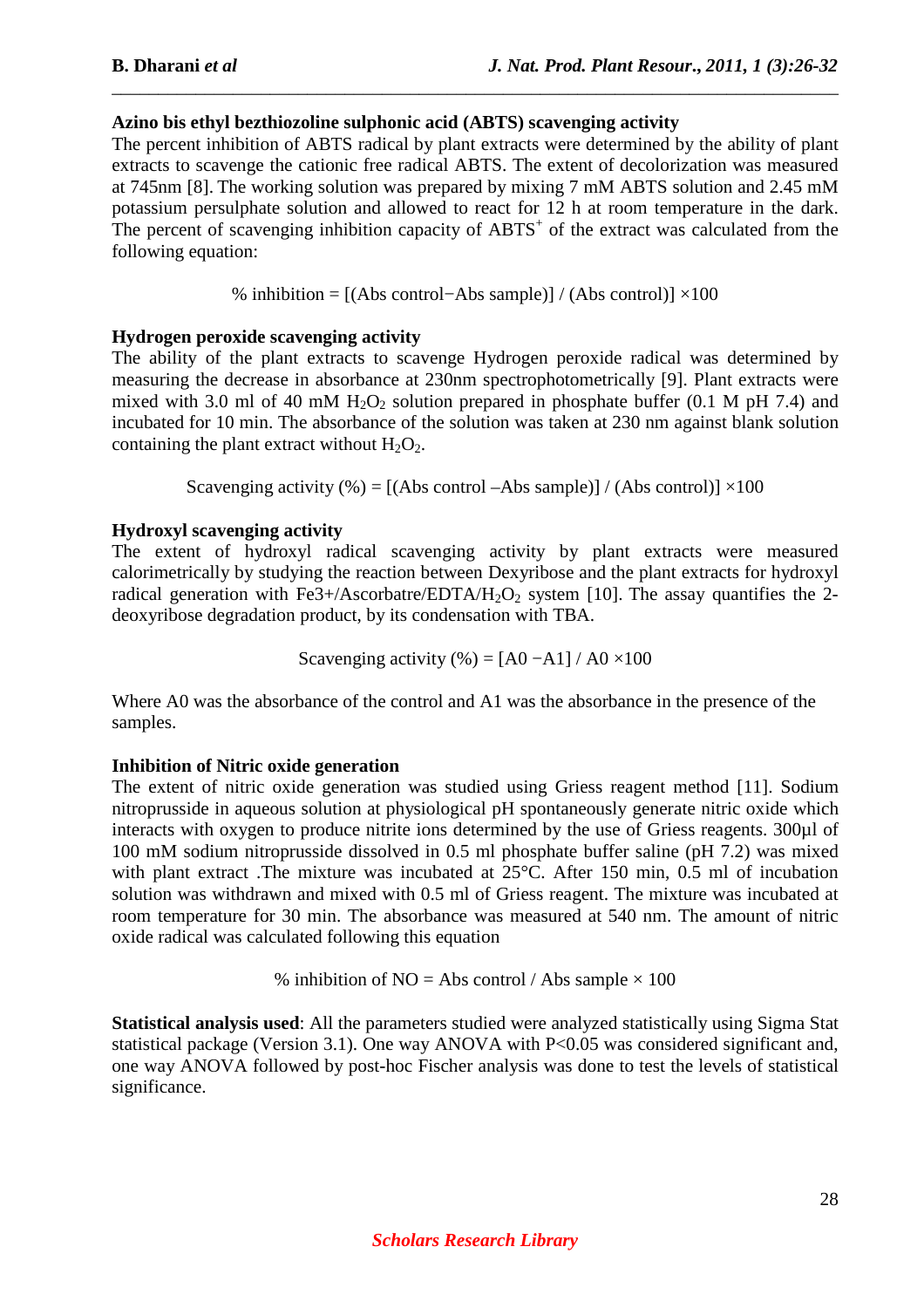**Azino bis ethyl bezthiozoline sulphonic acid (ABTS) scavenging activity**

The percent inhibition of ABTS radical by plant extracts were determined by the ability of plant extracts to scavenge the cationic free radical ABTS. The extent of decolorization was measured at 745nm [8]. The working solution was prepared by mixing 7 mM ABTS solution and 2.45 mM potassium persulphate solution and allowed to react for 12 h at room temperature in the dark. The percent of scavenging inhibition capacity of $ABTS^+$ of the extract was calculated from the following equation:

$$\% \text{ inhibition} = [(\text{Abs control} - \text{Abs sample})] / (\text{Abs control})] \times 100$$

**Hydrogen peroxide scavenging activity**

The ability of the plant extracts to scavenge Hydrogen peroxide radical was determined by measuring the decrease in absorbance at 230nm spectrophotometrically [9]. Plant extracts were mixed with 3.0 ml of 40 mM $H_2O_2$ solution prepared in phosphate buffer (0.1 M pH 7.4) and incubated for 10 min. The absorbance of the solution was taken at 230 nm against blank solution containing the plant extract without $H_2O_2$.

$$\text{Scavenging activity } (\%) = [(\text{Abs control} - \text{Abs sample})] / (\text{Abs control})] \times 100$$

**Hydroxyl scavenging activity**

The extent of hydroxyl radical scavenging activity by plant extracts were measured calorimetrically by studying the reaction between Dexyribose and the plant extracts for hydroxyl radical generation with Fe3+/Ascorbatre/EDTA/$H_2O_2$ system [10]. The assay quantifies the 2-deoxyribose degradation product, by its condensation with TBA.

$$\text{Scavenging activity } (\%) = [A0 - A1] / A0 \times 100$$

Where A0 was the absorbance of the control and A1 was the absorbance in the presence of the samples.

**Inhibition of Nitric oxide generation**

The extent of nitric oxide generation was studied using Griess reagent method [11]. Sodium nitroprusside in aqueous solution at physiological pH spontaneously generate nitric oxide which interacts with oxygen to produce nitrite ions determined by the use of Griess reagents. 300µl of 100 mM sodium nitroprusside dissolved in 0.5 ml phosphate buffer saline (pH 7.2) was mixed with plant extract .The mixture was incubated at 25°C. After 150 min, 0.5 ml of incubation solution was withdrawn and mixed with 0.5 ml of Griess reagent. The mixture was incubated at room temperature for 30 min. The absorbance was measured at 540 nm. The amount of nitric oxide radical was calculated following this equation

$$\% \text{ inhibition of NO} = \text{Abs control} / \text{Abs sample} \times 100$$

**Statistical analysis used**: All the parameters studied were analyzed statistically using Sigma Stat statistical package (Version 3.1). One way ANOVA with $P<0.05$ was considered significant and, one way ANOVA followed by post-hoc Fischer analysis was done to test the levels of statistical significance.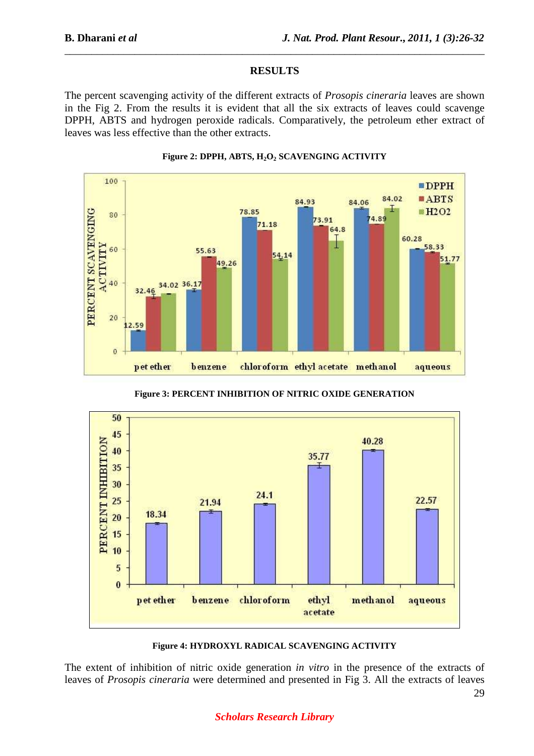## RESULTS

The percent scavenging activity of the different extracts of *Prosopis cineraria* leaves are shown in the Fig 2. From the results it is evident that all the six extracts of leaves could scavenge DPPH, ABTS and hydrogen peroxide radicals. Comparatively, the petroleum ether extract of leaves was less effective than the other extracts.

**Figure 2: DPPH, ABTS, $H_2O_2$ SCAVENGING ACTIVITY**

**Figure 3: PERCENT INHIBITION OF NITRIC OXIDE GENERATION**

**Figure 4: HYDROXYL RADICAL SCAVENGING ACTIVITY**

The extent of inhibition of nitric oxide generation *in vitro* in the presence of the extracts of leaves of *Prosopis cineraria* were determined and presented in Fig 3. All the extracts of leaves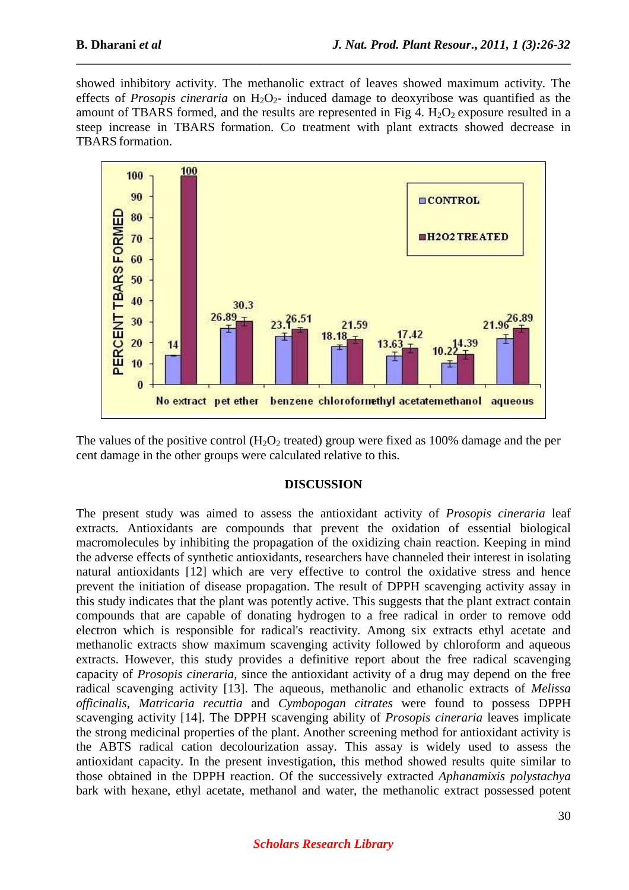showed inhibitory activity. The methanolic extract of leaves showed maximum activity. The effects of *Prosopis cineraria* on $H_2O_2$- induced damage to deoxyribose was quantified as the amount of TBARS formed, and the results are represented in Fig 4. $H_2O_2$ exposure resulted in a steep increase in TBARS formation. Co treatment with plant extracts showed decrease in TBARS formation.

| PERCENT TBARS FORMED | CONTROL | H2O2 TREATED |
|---|---|---|
| No extract | 14 | 100 |
| pet ether | 26.89 | 30.3 |
| benzene | 23.1 | 26.51 |
| chloroform | 18.18 | 21.59 |
| ethyl acetate | 13.63 | 17.42 |
| methanol | 10.22 | 14.39 |
| aqueous | 21.96 | 26.89 |

The values of the positive control ($H_2O_2$ treated) group were fixed as 100% damage and the per cent damage in the other groups were calculated relative to this.

## DISCUSSION

The present study was aimed to assess the antioxidant activity of *Prosopis cineraria* leaf extracts. Antioxidants are compounds that prevent the oxidation of essential biological macromolecules by inhibiting the propagation of the oxidizing chain reaction. Keeping in mind the adverse effects of synthetic antioxidants, researchers have channeled their interest in isolating natural antioxidants [12] which are very effective to control the oxidative stress and hence prevent the initiation of disease propagation. The result of DPPH scavenging activity assay in this study indicates that the plant was potently active. This suggests that the plant extract contain compounds that are capable of donating hydrogen to a free radical in order to remove odd electron which is responsible for radical's reactivity. Among six extracts ethyl acetate and methanolic extracts show maximum scavenging activity followed by chloroform and aqueous extracts. However, this study provides a definitive report about the free radical scavenging capacity of *Prosopis cineraria,* since the antioxidant activity of a drug may depend on the free radical scavenging activity [13]. The aqueous, methanolic and ethanolic extracts of *Melissa officinalis*, *Matricaria recuttia* and *Cymbopogan citrates* were found to possess DPPH scavenging activity [14]. The DPPH scavenging ability of *Prosopis cineraria* leaves implicate the strong medicinal properties of the plant. Another screening method for antioxidant activity is the ABTS radical cation decolourization assay. This assay is widely used to assess the antioxidant capacity. In the present investigation, this method showed results quite similar to those obtained in the DPPH reaction. Of the successively extracted *Aphanamixis polystachya* bark with hexane, ethyl acetate, methanol and water, the methanolic extract possessed potent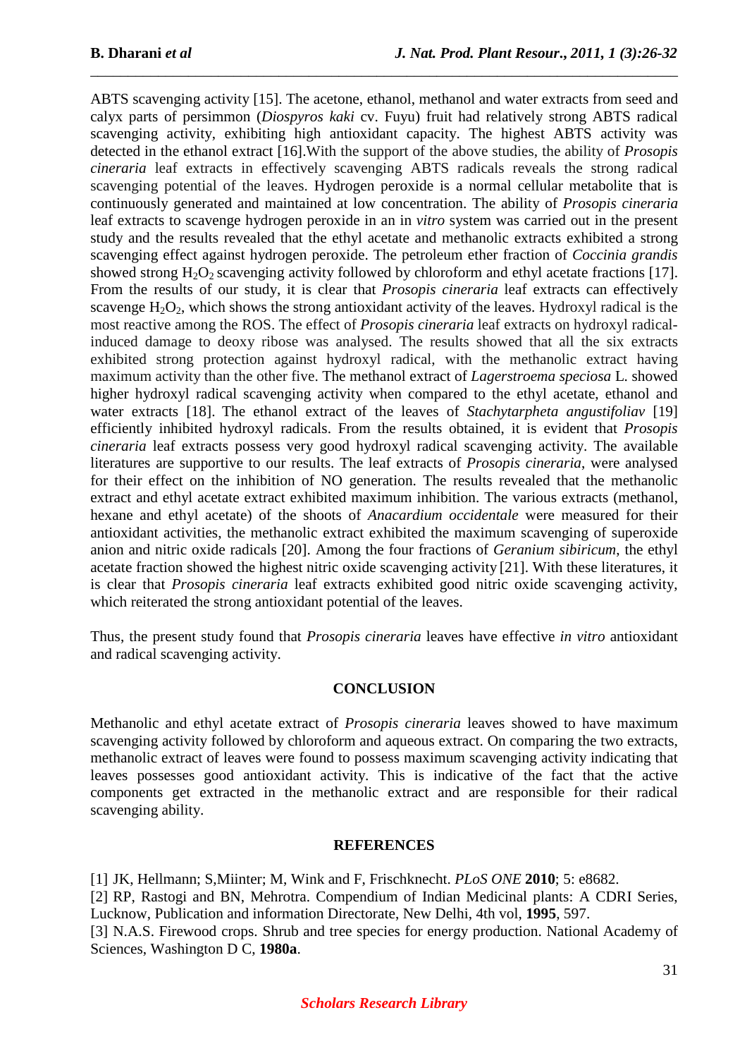ABTS scavenging activity [15]. The acetone, ethanol, methanol and water extracts from seed and calyx parts of persimmon (*Diospyros kaki* cv. Fuyu) fruit had relatively strong ABTS radical scavenging activity, exhibiting high antioxidant capacity. The highest ABTS activity was detected in the ethanol extract [16].With the support of the above studies, the ability of *Prosopis cineraria* leaf extracts in effectively scavenging ABTS radicals reveals the strong radical scavenging potential of the leaves. Hydrogen peroxide is a normal cellular metabolite that is continuously generated and maintained at low concentration. The ability of *Prosopis cineraria* leaf extracts to scavenge hydrogen peroxide in an in *vitro* system was carried out in the present study and the results revealed that the ethyl acetate and methanolic extracts exhibited a strong scavenging effect against hydrogen peroxide. The petroleum ether fraction of *Coccinia grandis* showed strong $H_2O_2$ scavenging activity followed by chloroform and ethyl acetate fractions [17]. From the results of our study, it is clear that *Prosopis cineraria* leaf extracts can effectively scavenge $H_2O_2$, which shows the strong antioxidant activity of the leaves. Hydroxyl radical is the most reactive among the ROS. The effect of *Prosopis cineraria* leaf extracts on hydroxyl radical-induced damage to deoxy ribose was analysed. The results showed that all the six extracts exhibited strong protection against hydroxyl radical, with the methanolic extract having maximum activity than the other five. The methanol extract of *Lagerstroema speciosa* L. showed higher hydroxyl radical scavenging activity when compared to the ethyl acetate, ethanol and water extracts [18]. The ethanol extract of the leaves of *Stachytarpheta angustifoliav* [19] efficiently inhibited hydroxyl radicals. From the results obtained, it is evident that *Prosopis cineraria* leaf extracts possess very good hydroxyl radical scavenging activity. The available literatures are supportive to our results. The leaf extracts of *Prosopis cineraria*, were analysed for their effect on the inhibition of NO generation. The results revealed that the methanolic extract and ethyl acetate extract exhibited maximum inhibition. The various extracts (methanol, hexane and ethyl acetate) of the shoots of *Anacardium occidentale* were measured for their antioxidant activities, the methanolic extract exhibited the maximum scavenging of superoxide anion and nitric oxide radicals [20]. Among the four fractions of *Geranium sibiricum*, the ethyl acetate fraction showed the highest nitric oxide scavenging activity [21]. With these literatures, it is clear that *Prosopis cineraria* leaf extracts exhibited good nitric oxide scavenging activity, which reiterated the strong antioxidant potential of the leaves.

Thus, the present study found that *Prosopis cineraria* leaves have effective *in vitro* antioxidant and radical scavenging activity.

## CONCLUSION

Methanolic and ethyl acetate extract of *Prosopis cineraria* leaves showed to have maximum scavenging activity followed by chloroform and aqueous extract. On comparing the two extracts, methanolic extract of leaves were found to possess maximum scavenging activity indicating that leaves possesses good antioxidant activity. This is indicative of the fact that the active components get extracted in the methanolic extract and are responsible for their radical scavenging ability.

## REFERENCES

[1] JK, Hellmann; S,Miinter; M, Wink and F, Frischknecht. *PLoS ONE* **2010**; 5: e8682.

[2] RP, Rastogi and BN, Mehrotra. Compendium of Indian Medicinal plants: A CDRI Series, Lucknow, Publication and information Directorate, New Delhi, 4th vol, **1995**, 597.

[3] N.A.S. Firewood crops. Shrub and tree species for energy production. National Academy of Sciences, Washington D C, **1980a**.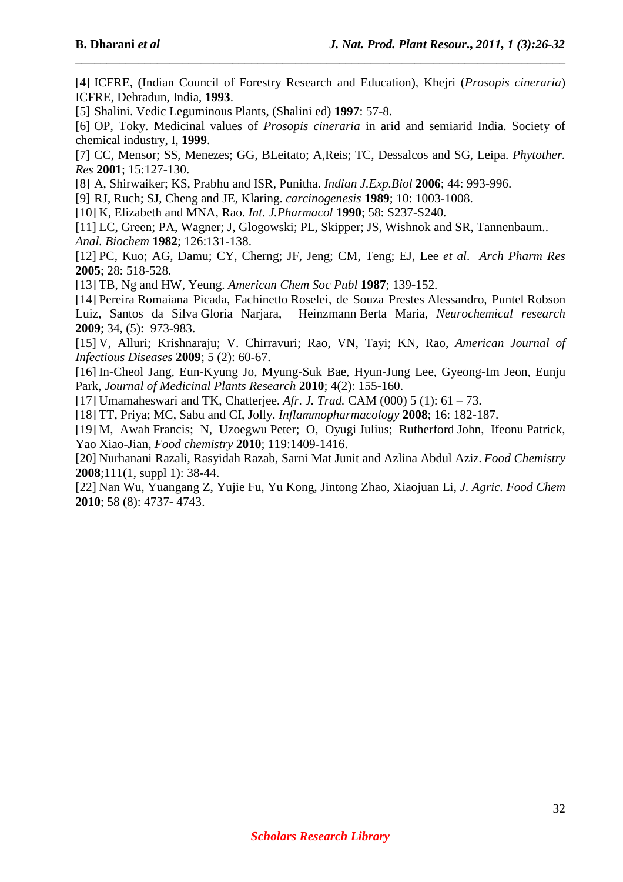[4] ICFRE, (Indian Council of Forestry Research and Education), Khejri (*Prosopis cineraria*) ICFRE, Dehradun, India, **1993**.
[5] Shalini. Vedic Leguminous Plants, (Shalini ed) **1997**: 57-8.
[6] OP, Toky. Medicinal values of *Prosopis cineraria* in arid and semiarid India. Society of chemical industry, I, **1999**.
[7] CC, Mensor; SS, Menezes; GG, BLeitato; A,Reis; TC, Dessalcos and SG, Leipa. *Phytother. Res* **2001**; 15:127-130.
[8] A, Shirwaiker; KS, Prabhu and ISR, Punitha. *Indian J.Exp.Biol* **2006**; 44: 993-996.
[9] RJ, Ruch; SJ, Cheng and JE, Klaring. *carcinogenesis* **1989**; 10: 1003-1008.
[10] K, Elizabeth and MNA, Rao. *Int. J.Pharmacol* **1990**; 58: S237-S240.
[11] LC, Green; PA, Wagner; J, Glogowski; PL, Skipper; JS, Wishnok and SR, Tannenbaum.. *Anal. Biochem* **1982**; 126:131-138.
[12] PC, Kuo; AG, Damu; CY, Cherng; JF, Jeng; CM, Teng; EJ, Lee *et al*. *Arch Pharm Res* **2005**; 28: 518-528.
[13] TB, Ng and HW, Yeung. *American Chem Soc Publ* **1987**; 139-152.
[14] Pereira Romaiana Picada, Fachinetto Roselei, de Souza Prestes Alessandro, Puntel Robson Luiz, Santos da Silva Gloria Narjara, Heinzmann Berta Maria, *Neurochemical research* **2009**; 34, (5): 973-983.
[15] V, Alluri; Krishnaraju; V. Chirravuri; Rao, VN, Tayi; KN, Rao, *American Journal of Infectious Diseases* **2009**; 5 (2): 60-67.
[16] In-Cheol Jang, Eun-Kyung Jo, Myung-Suk Bae, Hyun-Jung Lee, Gyeong-Im Jeon, Eunju Park, *Journal of Medicinal Plants Research* **2010**; 4(2): 155-160.
[17] Umamaheswari and TK, Chatterjee. *Afr. J. Trad.* CAM (000) 5 (1): 61 – 73.
[18] TT, Priya; MC, Sabu and CI, Jolly. *Inflammopharmacology* **2008**; 16: 182-187.
[19] M, Awah Francis; N, Uzoegwu Peter; O, Oyugi Julius; Rutherford John, Ifeonu Patrick, Yao Xiao-Jian, *Food chemistry* **2010**; 119:1409-1416.
[20] Nurhanani Razali, Rasyidah Razab, Sarni Mat Junit and Azlina Abdul Aziz. *Food Chemistry* **2008**;111(1, suppl 1): 38-44.
[22] Nan Wu, Yuangang Z, Yujie Fu, Yu Kong, Jintong Zhao, Xiaojuan Li, *J. Agric. Food Chem* **2010**; 58 (8): 4737- 4743.